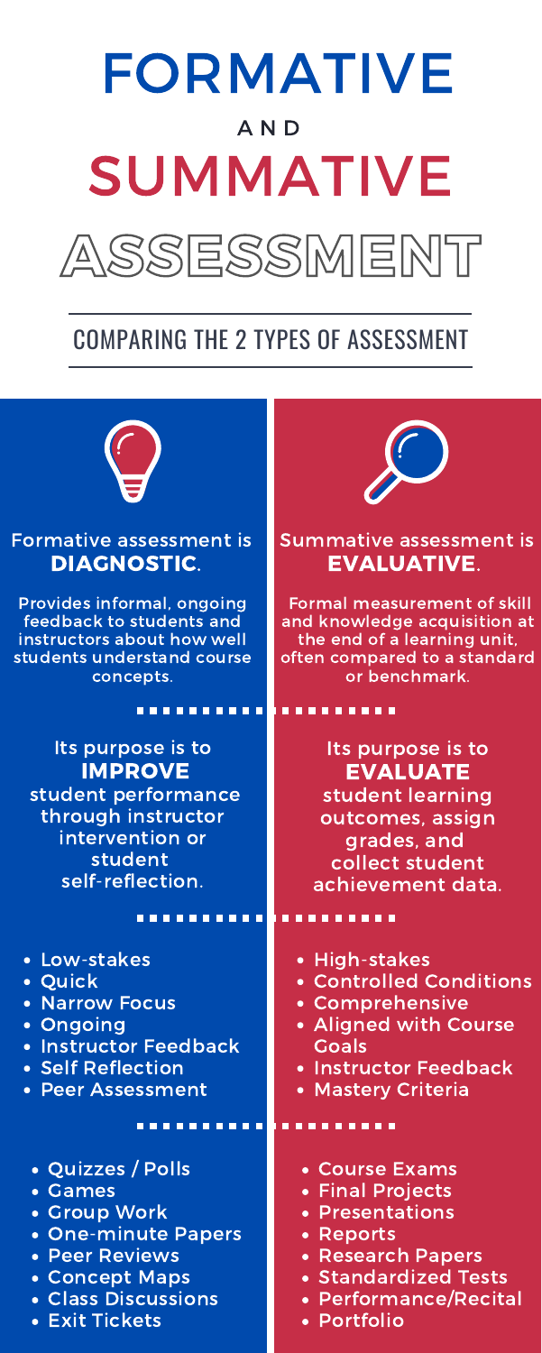# FORMATIVE AND SUMMATIVE ASSESSMENT

## COMPARING THE 2 TYPES OF ASSESSMENT

### Formative assessment is **DIAGNOSTIC**.

Provides informal, ongoing feedback to students and instructors about how well students understand course concepts.

Its purpose is to **IMPROVE** student performance through instructor intervention or student self-reflection.

- Low-stakes
- Quick
- Narrow Focus
- Ongoing
- Instructor Feedback
- Self Reflection
- Peer Assessment

- Quizzes / Polls
- Games
- Group Work
- One-minute Papers
- Peer Reviews
- Concept Maps
- Class Discussions
- Exit Tickets

### Summative assessment is **EVALUATIVE**.

Formal measurement of skill and knowledge acquisition at the end of a learning unit, often compared to a standard or benchmark.

Its purpose is to **EVALUATE** student learning outcomes, assign grades, and collect student achievement data.

- High-stakes
- Controlled Conditions
- Comprehensive
- Aligned with Course Goals
- Instructor Feedback
- Mastery Criteria

- Course Exams
- Final Projects
- Presentations
- Reports
- Research Papers
- Standardized Tests
- Performance/Recital
- Portfolio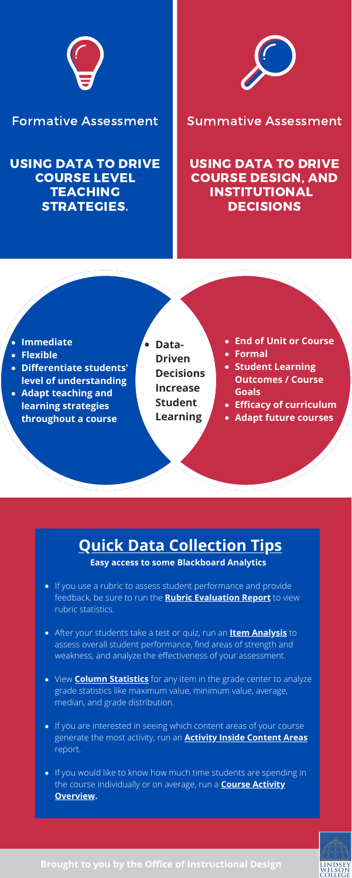## Formative Assessment

### USING DATA TO DRIVE COURSE LEVEL TEACHING STRATEGIES.

## Summative Assessment

### USING DATA TO DRIVE COURSE DESIGN, AND INSTITUTIONAL DECISIONS

- **Immediate**
- **Flexible**
- **Differentiate students' level of understanding**
- **Adapt teaching and learning strategies throughout a course**

- **Data-Driven Decisions Increase Student Learning**

- **End of Unit or Course**
- **Formal**
- **Student Learning Outcomes / Course Goals**
- **Efficacy of curriculum**
- **Adapt future courses**

## Quick Data Collection Tips

**Easy access to some Blackboard Analytics**

- If you use a rubric to assess student performance and provide feedback, be sure to run the **Rubric Evaluation Report** to view rubric statistics.
- After your students take a test or quiz, run an **Item Analysis** to assess overall student performance, find areas of strength and weakness, and analyze the effectiveness of your assessment.
- View **Column Statistics** for any item in the grade center to analyze grade statistics like maximum value, minimum value, average, median, and grade distribution.
- If you are interested in seeing which content areas of your course generate the most activity, run an **Activity Inside Content Areas** report.
- If you would like to know how much time students are spending in the course individually or on average, run a **Course Activity Overview.**

**Brought to you by the Office of Instructional Design**

LINDSEY WILSON COLLEGE